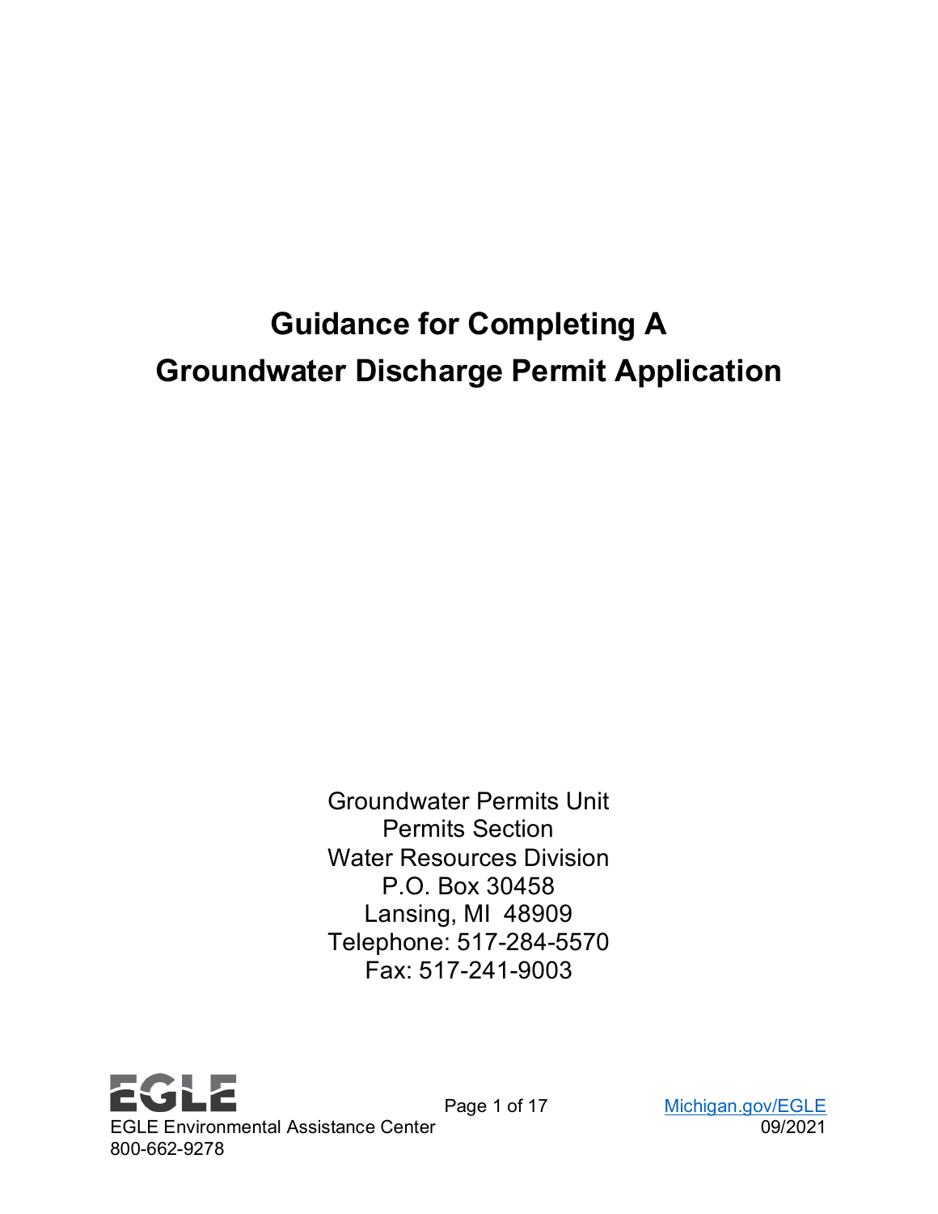# Guidance for Completing A Groundwater Discharge Permit Application

Groundwater Permits Unit
Permits Section
Water Resources Division
P.O. Box 30458
Lansing, MI 48909
Telephone: 517-284-5570
Fax: 517-241-9003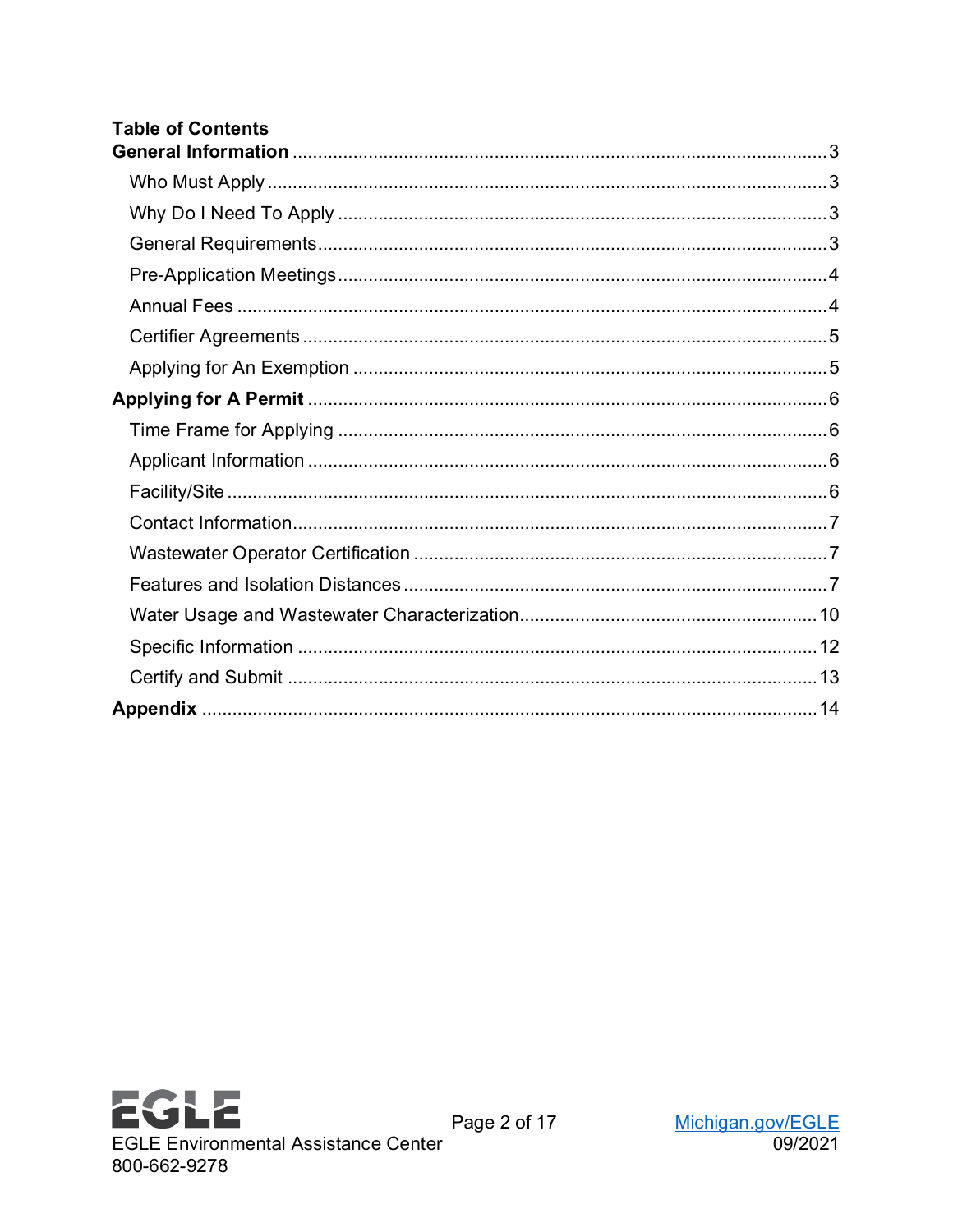## Table of Contents

**General Information** ..... 3

- Who Must Apply ..... 3
- Why Do I Need To Apply ..... 3
- General Requirements ..... 3
- Pre-Application Meetings ..... 4
- Annual Fees ..... 4
- Certifier Agreements ..... 5
- Applying for An Exemption ..... 5

**Applying for A Permit** ..... 6

- Time Frame for Applying ..... 6
- Applicant Information ..... 6
- Facility/Site ..... 6
- Contact Information ..... 7
- Wastewater Operator Certification ..... 7
- Features and Isolation Distances ..... 7
- Water Usage and Wastewater Characterization ..... 10
- Specific Information ..... 12
- Certify and Submit ..... 13

**Appendix** ..... 14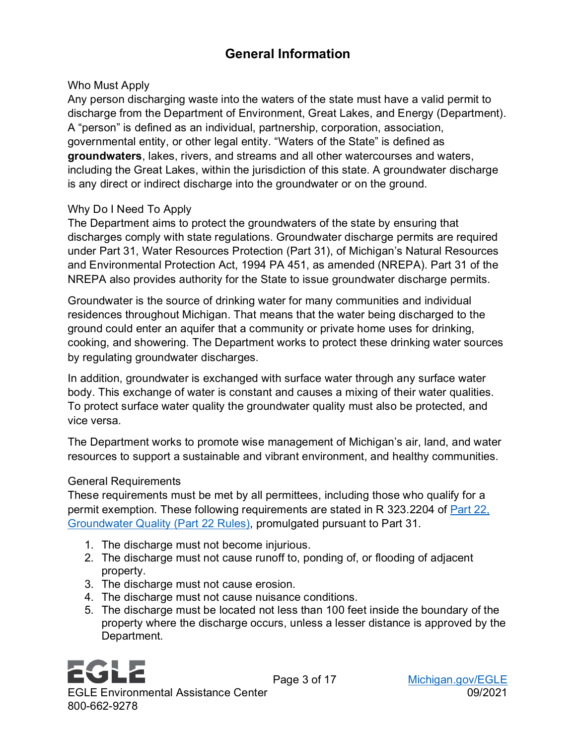## General Information

### Who Must Apply

Any person discharging waste into the waters of the state must have a valid permit to discharge from the Department of Environment, Great Lakes, and Energy (Department). A "person" is defined as an individual, partnership, corporation, association, governmental entity, or other legal entity. "Waters of the State" is defined as **groundwaters**, lakes, rivers, and streams and all other watercourses and waters, including the Great Lakes, within the jurisdiction of this state. A groundwater discharge is any direct or indirect discharge into the groundwater or on the ground.

### Why Do I Need To Apply

The Department aims to protect the groundwaters of the state by ensuring that discharges comply with state regulations. Groundwater discharge permits are required under Part 31, Water Resources Protection (Part 31), of Michigan's Natural Resources and Environmental Protection Act, 1994 PA 451, as amended (NREPA). Part 31 of the NREPA also provides authority for the State to issue groundwater discharge permits.

Groundwater is the source of drinking water for many communities and individual residences throughout Michigan. That means that the water being discharged to the ground could enter an aquifer that a community or private home uses for drinking, cooking, and showering. The Department works to protect these drinking water sources by regulating groundwater discharges.

In addition, groundwater is exchanged with surface water through any surface water body. This exchange of water is constant and causes a mixing of their water qualities. To protect surface water quality the groundwater quality must also be protected, and vice versa.

The Department works to promote wise management of Michigan's air, land, and water resources to support a sustainable and vibrant environment, and healthy communities.

### General Requirements

These requirements must be met by all permittees, including those who qualify for a permit exemption. These following requirements are stated in R 323.2204 of [Part 22, Groundwater Quality (Part 22 Rules)](), promulgated pursuant to Part 31.

1. The discharge must not become injurious.
2. The discharge must not cause runoff to, ponding of, or flooding of adjacent property.
3. The discharge must not cause erosion.
4. The discharge must not cause nuisance conditions.
5. The discharge must be located not less than 100 feet inside the boundary of the property where the discharge occurs, unless a lesser distance is approved by the Department.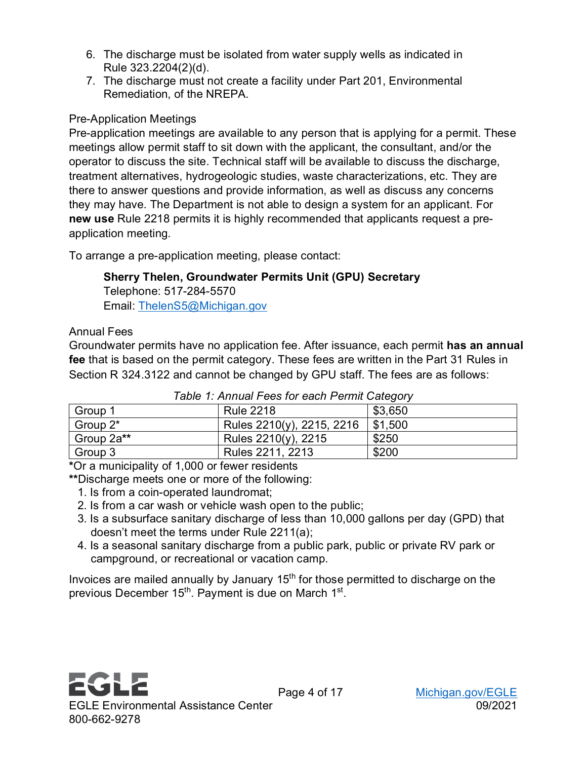6. The discharge must be isolated from water supply wells as indicated in Rule 323.2204(2)(d).
7. The discharge must not create a facility under Part 201, Environmental Remediation, of the NREPA.

## Pre-Application Meetings

Pre-application meetings are available to any person that is applying for a permit. These meetings allow permit staff to sit down with the applicant, the consultant, and/or the operator to discuss the site. Technical staff will be available to discuss the discharge, treatment alternatives, hydrogeologic studies, waste characterizations, etc. They are there to answer questions and provide information, as well as discuss any concerns they may have. The Department is not able to design a system for an applicant. For **new use** Rule 2218 permits it is highly recommended that applicants request a pre-application meeting.

To arrange a pre-application meeting, please contact:

> **Sherry Thelen, Groundwater Permits Unit (GPU) Secretary**
> Telephone: 517-284-5570
> Email: ThelenS5@Michigan.gov

## Annual Fees

Groundwater permits have no application fee. After issuance, each permit **has an annual fee** that is based on the permit category. These fees are written in the Part 31 Rules in Section R 324.3122 and cannot be changed by GPU staff. The fees are as follows:

*Table 1: Annual Fees for each Permit Category*

| Group 1 | Rule 2218 | $3,650 |
|---|---|---|
| Group 2* | Rules 2210(y), 2215, 2216 | $1,500 |
| Group 2a** | Rules 2210(y), 2215 | $250 |
| Group 3 | Rules 2211, 2213 | $200 |

**\***Or a municipality of 1,000 or fewer residents

**\*\***Discharge meets one or more of the following:

1. Is from a coin-operated laundromat;
2. Is from a car wash or vehicle wash open to the public;
3. Is a subsurface sanitary discharge of less than 10,000 gallons per day (GPD) that doesn't meet the terms under Rule 2211(a);
4. Is a seasonal sanitary discharge from a public park, public or private RV park or campground, or recreational or vacation camp.

Invoices are mailed annually by January 15th for those permitted to discharge on the previous December 15th. Payment is due on March 1st.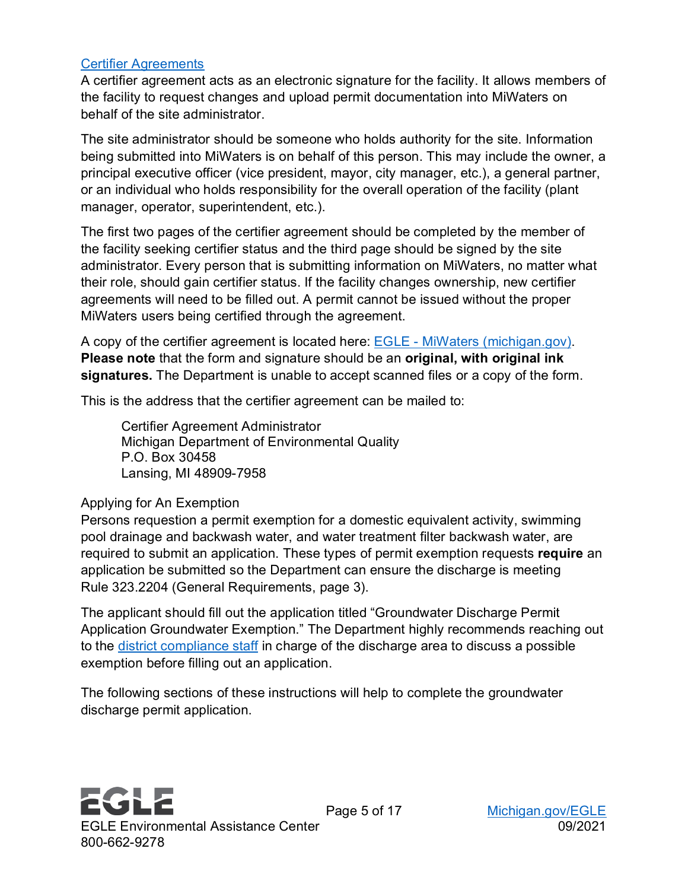## Certifier Agreements

A certifier agreement acts as an electronic signature for the facility. It allows members of the facility to request changes and upload permit documentation into MiWaters on behalf of the site administrator.

The site administrator should be someone who holds authority for the site. Information being submitted into MiWaters is on behalf of this person. This may include the owner, a principal executive officer (vice president, mayor, city manager, etc.), a general partner, or an individual who holds responsibility for the overall operation of the facility (plant manager, operator, superintendent, etc.).

The first two pages of the certifier agreement should be completed by the member of the facility seeking certifier status and the third page should be signed by the site administrator. Every person that is submitting information on MiWaters, no matter what their role, should gain certifier status. If the facility changes ownership, new certifier agreements will need to be filled out. A permit cannot be issued without the proper MiWaters users being certified through the agreement.

A copy of the certifier agreement is located here: EGLE - MiWaters (michigan.gov). **Please note** that the form and signature should be an **original, with original ink signatures.** The Department is unable to accept scanned files or a copy of the form.

This is the address that the certifier agreement can be mailed to:

> Certifier Agreement Administrator
> Michigan Department of Environmental Quality
> P.O. Box 30458
> Lansing, MI 48909-7958

## Applying for An Exemption

Persons requestion a permit exemption for a domestic equivalent activity, swimming pool drainage and backwash water, and water treatment filter backwash water, are required to submit an application. These types of permit exemption requests **require** an application be submitted so the Department can ensure the discharge is meeting Rule 323.2204 (General Requirements, page 3).

The applicant should fill out the application titled "Groundwater Discharge Permit Application Groundwater Exemption." The Department highly recommends reaching out to the district compliance staff in charge of the discharge area to discuss a possible exemption before filling out an application.

The following sections of these instructions will help to complete the groundwater discharge permit application.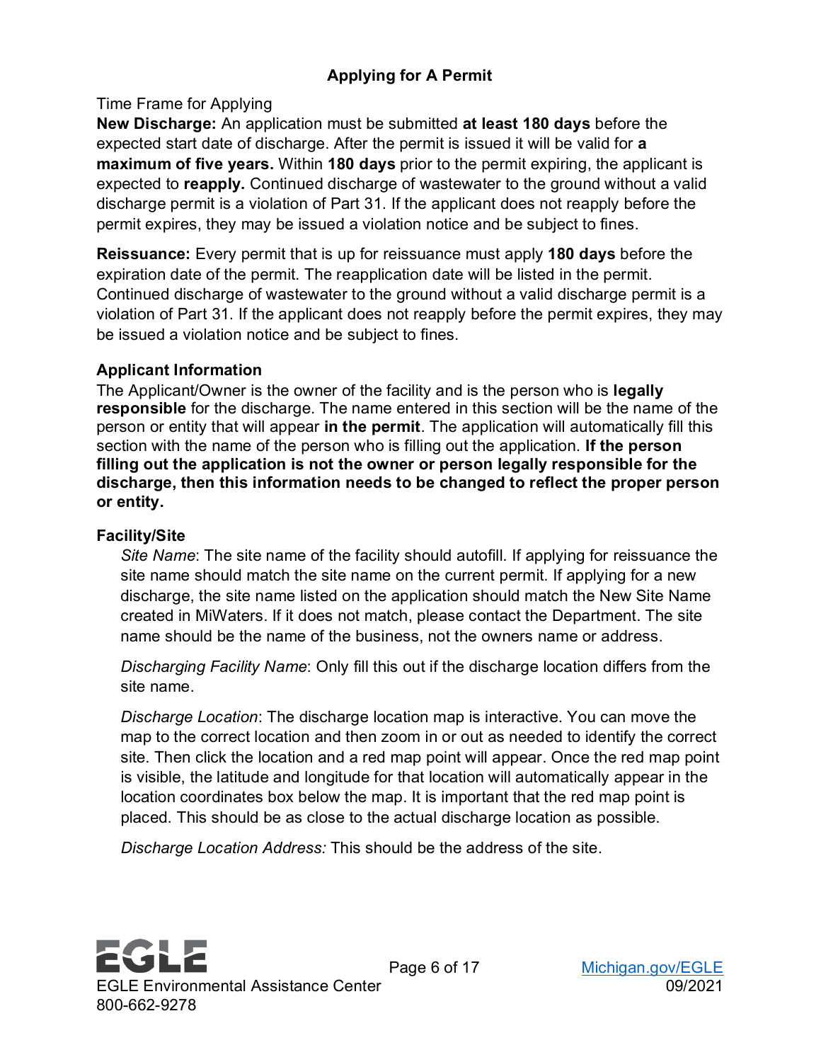## Applying for A Permit

Time Frame for Applying

**New Discharge:** An application must be submitted **at least 180 days** before the expected start date of discharge. After the permit is issued it will be valid for **a maximum of five years.** Within **180 days** prior to the permit expiring, the applicant is expected to **reapply.** Continued discharge of wastewater to the ground without a valid discharge permit is a violation of Part 31. If the applicant does not reapply before the permit expires, they may be issued a violation notice and be subject to fines.

**Reissuance:** Every permit that is up for reissuance must apply **180 days** before the expiration date of the permit. The reapplication date will be listed in the permit. Continued discharge of wastewater to the ground without a valid discharge permit is a violation of Part 31. If the applicant does not reapply before the permit expires, they may be issued a violation notice and be subject to fines.

### Applicant Information

The Applicant/Owner is the owner of the facility and is the person who is **legally responsible** for the discharge. The name entered in this section will be the name of the person or entity that will appear **in the permit**. The application will automatically fill this section with the name of the person who is filling out the application. **If the person filling out the application is not the owner or person legally responsible for the discharge, then this information needs to be changed to reflect the proper person or entity.**

### Facility/Site

*Site Name*: The site name of the facility should autofill. If applying for reissuance the site name should match the site name on the current permit. If applying for a new discharge, the site name listed on the application should match the New Site Name created in MiWaters. If it does not match, please contact the Department. The site name should be the name of the business, not the owners name or address.

*Discharging Facility Name*: Only fill this out if the discharge location differs from the site name.

*Discharge Location*: The discharge location map is interactive. You can move the map to the correct location and then zoom in or out as needed to identify the correct site. Then click the location and a red map point will appear. Once the red map point is visible, the latitude and longitude for that location will automatically appear in the location coordinates box below the map. It is important that the red map point is placed. This should be as close to the actual discharge location as possible.

*Discharge Location Address:* This should be the address of the site.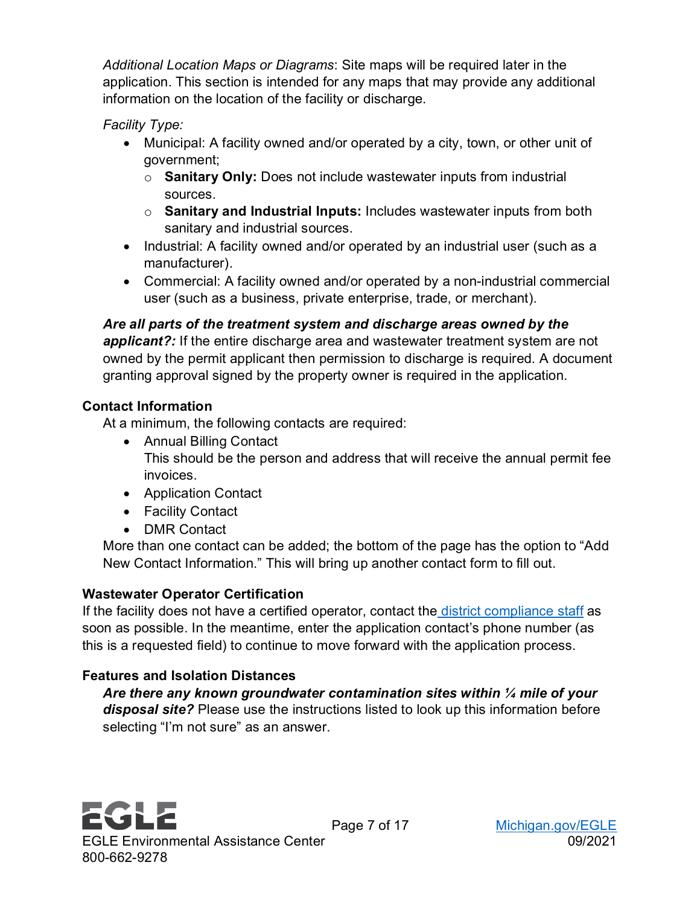*Additional Location Maps or Diagrams*: Site maps will be required later in the application. This section is intended for any maps that may provide any additional information on the location of the facility or discharge.

*Facility Type:*

- Municipal: A facility owned and/or operated by a city, town, or other unit of government;
  - **Sanitary Only:** Does not include wastewater inputs from industrial sources.
  - **Sanitary and Industrial Inputs:** Includes wastewater inputs from both sanitary and industrial sources.
- Industrial: A facility owned and/or operated by an industrial user (such as a manufacturer).
- Commercial: A facility owned and/or operated by a non-industrial commercial user (such as a business, private enterprise, trade, or merchant).

***Are all parts of the treatment system and discharge areas owned by the applicant?:*** If the entire discharge area and wastewater treatment system are not owned by the permit applicant then permission to discharge is required. A document granting approval signed by the property owner is required in the application.

### Contact Information

At a minimum, the following contacts are required:

- Annual Billing Contact
  This should be the person and address that will receive the annual permit fee invoices.
- Application Contact
- Facility Contact
- DMR Contact

More than one contact can be added; the bottom of the page has the option to "Add New Contact Information." This will bring up another contact form to fill out.

### Wastewater Operator Certification

If the facility does not have a certified operator, contact the district compliance staff as soon as possible. In the meantime, enter the application contact's phone number (as this is a requested field) to continue to move forward with the application process.

### Features and Isolation Distances

***Are there any known groundwater contamination sites within ¼ mile of your disposal site?*** Please use the instructions listed to look up this information before selecting "I'm not sure" as an answer.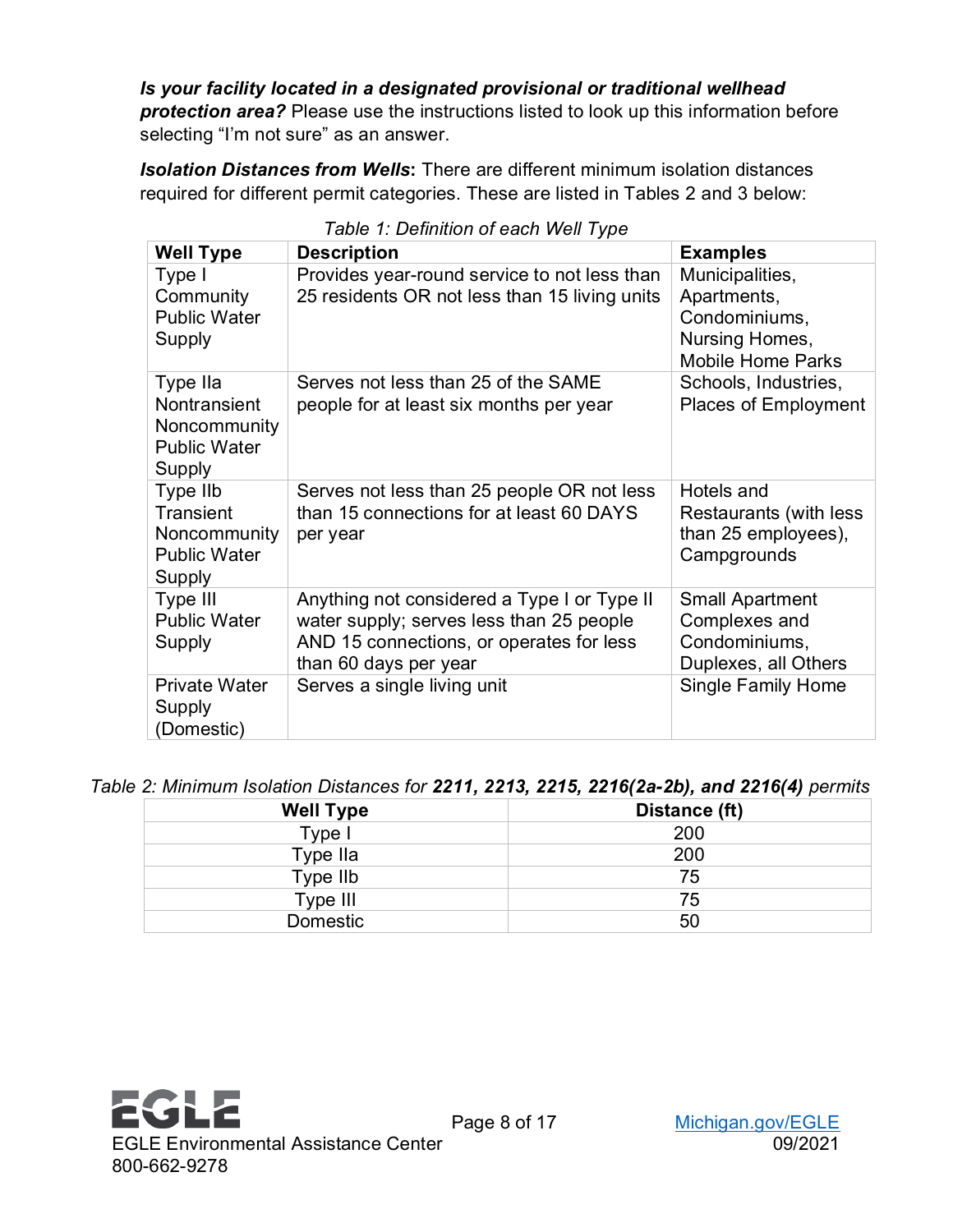***Is your facility located in a designated provisional or traditional wellhead protection area?*** Please use the instructions listed to look up this information before selecting "I'm not sure" as an answer.

***Isolation Distances from Wells*:** There are different minimum isolation distances required for different permit categories. These are listed in Tables 2 and 3 below:

*Table 1: Definition of each Well Type*

| **Well Type** | **Description** | **Examples** |
|---|---|---|
| Type I Community Public Water Supply | Provides year-round service to not less than 25 residents OR not less than 15 living units | Municipalities, Apartments, Condominiums, Nursing Homes, Mobile Home Parks |
| Type IIa Nontransient Noncommunity Public Water Supply | Serves not less than 25 of the SAME people for at least six months per year | Schools, Industries, Places of Employment |
| Type IIb Transient Noncommunity Public Water Supply | Serves not less than 25 people OR not less than 15 connections for at least 60 DAYS per year | Hotels and Restaurants (with less than 25 employees), Campgrounds |
| Type III Public Water Supply | Anything not considered a Type I or Type II water supply; serves less than 25 people AND 15 connections, or operates for less than 60 days per year | Small Apartment Complexes and Condominiums, Duplexes, all Others |
| Private Water Supply (Domestic) | Serves a single living unit | Single Family Home |

*Table 2: Minimum Isolation Distances for **2211, 2213, 2215, 2216(2a-2b), and 2216(4)** permits*

| **Well Type** | **Distance (ft)** |
|---|---|
| Type I | 200 |
| Type IIa | 200 |
| Type IIb | 75 |
| Type III | 75 |
| Domestic | 50 |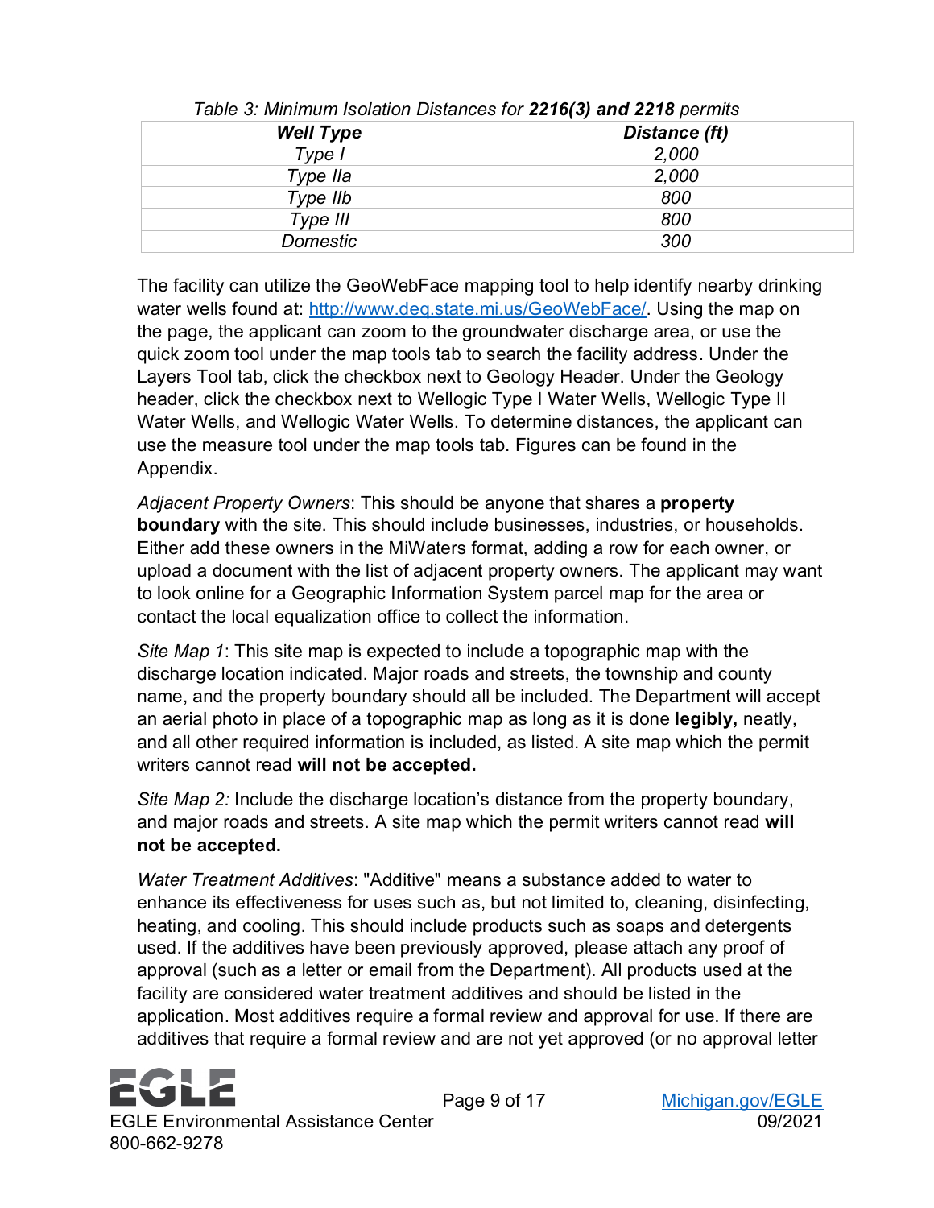*Table 3: Minimum Isolation Distances for **2216(3) and 2218** permits*

| *Well Type* | *Distance (ft)* |
| --- | --- |
| *Type I* | *2,000* |
| *Type IIa* | *2,000* |
| *Type IIb* | *800* |
| *Type III* | *800* |
| *Domestic* | *300* |

The facility can utilize the GeoWebFace mapping tool to help identify nearby drinking water wells found at: [http://www.deq.state.mi.us/GeoWebFace/](http://www.deq.state.mi.us/GeoWebFace/). Using the map on the page, the applicant can zoom to the groundwater discharge area, or use the quick zoom tool under the map tools tab to search the facility address. Under the Layers Tool tab, click the checkbox next to Geology Header. Under the Geology header, click the checkbox next to Wellogic Type I Water Wells, Wellogic Type II Water Wells, and Wellogic Water Wells. To determine distances, the applicant can use the measure tool under the map tools tab. Figures can be found in the Appendix.

*Adjacent Property Owners*: This should be anyone that shares a **property boundary** with the site. This should include businesses, industries, or households. Either add these owners in the MiWaters format, adding a row for each owner, or upload a document with the list of adjacent property owners. The applicant may want to look online for a Geographic Information System parcel map for the area or contact the local equalization office to collect the information.

*Site Map 1*: This site map is expected to include a topographic map with the discharge location indicated. Major roads and streets, the township and county name, and the property boundary should all be included. The Department will accept an aerial photo in place of a topographic map as long as it is done **legibly,** neatly, and all other required information is included, as listed. A site map which the permit writers cannot read **will not be accepted.**

*Site Map 2:* Include the discharge location's distance from the property boundary, and major roads and streets. A site map which the permit writers cannot read **will not be accepted.**

*Water Treatment Additives*: "Additive" means a substance added to water to enhance its effectiveness for uses such as, but not limited to, cleaning, disinfecting, heating, and cooling. This should include products such as soaps and detergents used. If the additives have been previously approved, please attach any proof of approval (such as a letter or email from the Department). All products used at the facility are considered water treatment additives and should be listed in the application. Most additives require a formal review and approval for use. If there are additives that require a formal review and are not yet approved (or no approval letter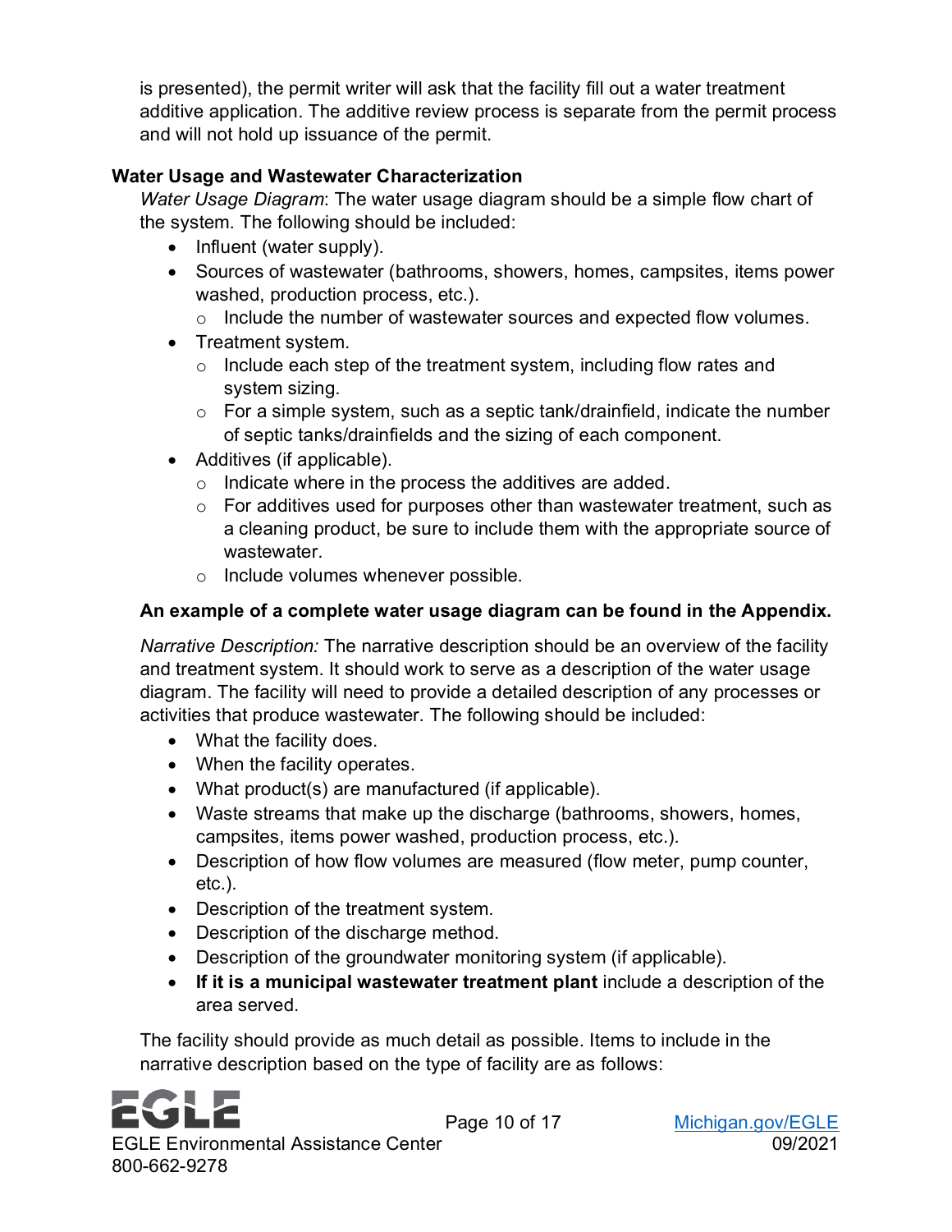is presented), the permit writer will ask that the facility fill out a water treatment additive application. The additive review process is separate from the permit process and will not hold up issuance of the permit.

### Water Usage and Wastewater Characterization

*Water Usage Diagram*: The water usage diagram should be a simple flow chart of the system. The following should be included:

- Influent (water supply).
- Sources of wastewater (bathrooms, showers, homes, campsites, items power washed, production process, etc.).
  - Include the number of wastewater sources and expected flow volumes.
- Treatment system.
  - Include each step of the treatment system, including flow rates and system sizing.
  - For a simple system, such as a septic tank/drainfield, indicate the number of septic tanks/drainfields and the sizing of each component.
- Additives (if applicable).
  - Indicate where in the process the additives are added.
  - For additives used for purposes other than wastewater treatment, such as a cleaning product, be sure to include them with the appropriate source of wastewater.
  - Include volumes whenever possible.

**An example of a complete water usage diagram can be found in the Appendix.**

*Narrative Description:* The narrative description should be an overview of the facility and treatment system. It should work to serve as a description of the water usage diagram. The facility will need to provide a detailed description of any processes or activities that produce wastewater. The following should be included:

- What the facility does.
- When the facility operates.
- What product(s) are manufactured (if applicable).
- Waste streams that make up the discharge (bathrooms, showers, homes, campsites, items power washed, production process, etc.).
- Description of how flow volumes are measured (flow meter, pump counter, etc.).
- Description of the treatment system.
- Description of the discharge method.
- Description of the groundwater monitoring system (if applicable).
- **If it is a municipal wastewater treatment plant** include a description of the area served.

The facility should provide as much detail as possible. Items to include in the narrative description based on the type of facility are as follows: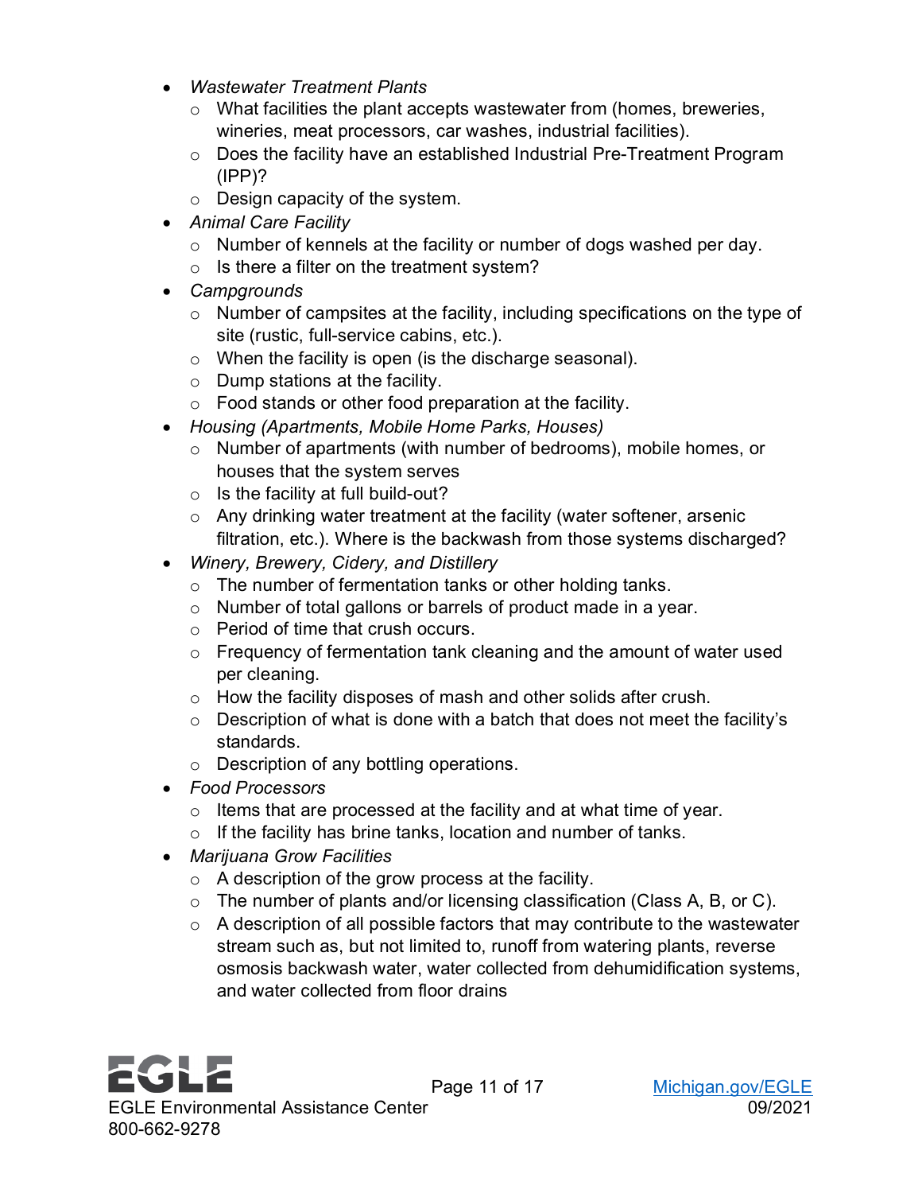- *Wastewater Treatment Plants*
  - What facilities the plant accepts wastewater from (homes, breweries, wineries, meat processors, car washes, industrial facilities).
  - Does the facility have an established Industrial Pre-Treatment Program (IPP)?
  - Design capacity of the system.
- *Animal Care Facility*
  - Number of kennels at the facility or number of dogs washed per day.
  - Is there a filter on the treatment system?
- *Campgrounds*
  - Number of campsites at the facility, including specifications on the type of site (rustic, full-service cabins, etc.).
  - When the facility is open (is the discharge seasonal).
  - Dump stations at the facility.
  - Food stands or other food preparation at the facility.
- *Housing (Apartments, Mobile Home Parks, Houses)*
  - Number of apartments (with number of bedrooms), mobile homes, or houses that the system serves
  - Is the facility at full build-out?
  - Any drinking water treatment at the facility (water softener, arsenic filtration, etc.). Where is the backwash from those systems discharged?
- *Winery, Brewery, Cidery, and Distillery*
  - The number of fermentation tanks or other holding tanks.
  - Number of total gallons or barrels of product made in a year.
  - Period of time that crush occurs.
  - Frequency of fermentation tank cleaning and the amount of water used per cleaning.
  - How the facility disposes of mash and other solids after crush.
  - Description of what is done with a batch that does not meet the facility's standards.
  - Description of any bottling operations.
- *Food Processors*
  - Items that are processed at the facility and at what time of year.
  - If the facility has brine tanks, location and number of tanks.
- *Marijuana Grow Facilities*
  - A description of the grow process at the facility.
  - The number of plants and/or licensing classification (Class A, B, or C).
  - A description of all possible factors that may contribute to the wastewater stream such as, but not limited to, runoff from watering plants, reverse osmosis backwash water, water collected from dehumidification systems, and water collected from floor drains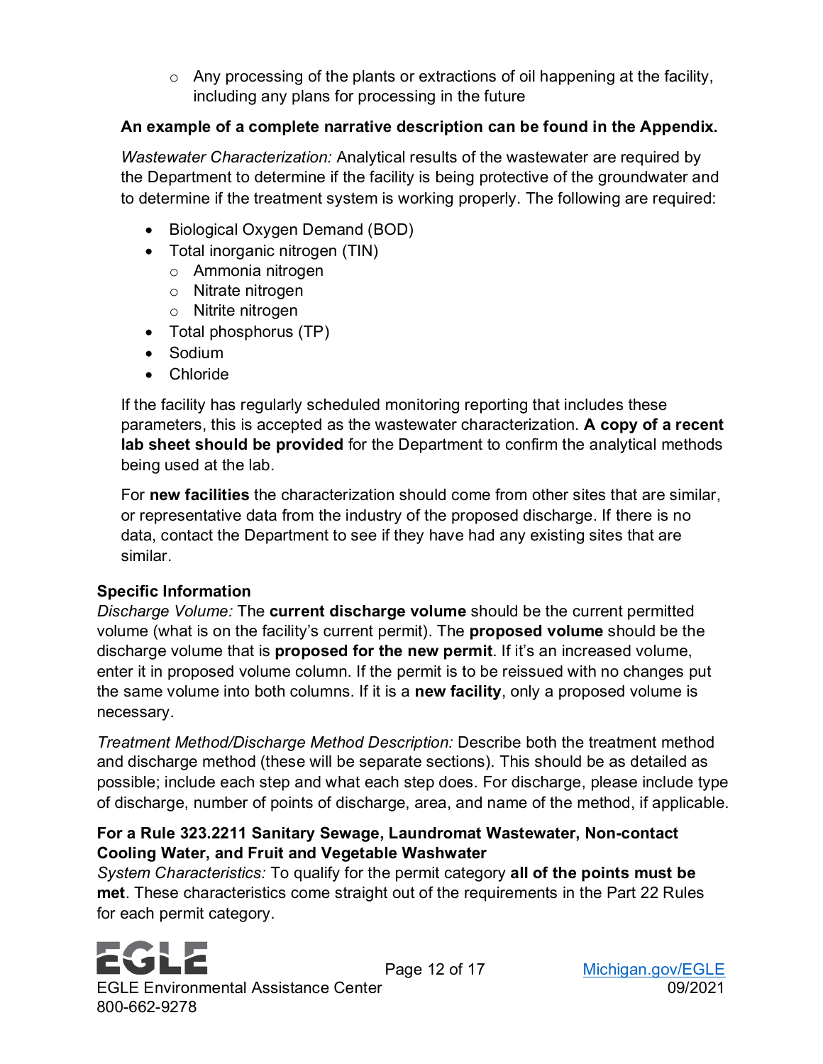- Any processing of the plants or extractions of oil happening at the facility, including any plans for processing in the future

**An example of a complete narrative description can be found in the Appendix.**

*Wastewater Characterization:* Analytical results of the wastewater are required by the Department to determine if the facility is being protective of the groundwater and to determine if the treatment system is working properly. The following are required:

- Biological Oxygen Demand (BOD)
- Total inorganic nitrogen (TIN)
  - Ammonia nitrogen
  - Nitrate nitrogen
  - Nitrite nitrogen
- Total phosphorus (TP)
- Sodium
- Chloride

If the facility has regularly scheduled monitoring reporting that includes these parameters, this is accepted as the wastewater characterization. **A copy of a recent lab sheet should be provided** for the Department to confirm the analytical methods being used at the lab.

For **new facilities** the characterization should come from other sites that are similar, or representative data from the industry of the proposed discharge. If there is no data, contact the Department to see if they have had any existing sites that are similar.

**Specific Information**

*Discharge Volume:* The **current discharge volume** should be the current permitted volume (what is on the facility's current permit). The **proposed volume** should be the discharge volume that is **proposed for the new permit**. If it's an increased volume, enter it in proposed volume column. If the permit is to be reissued with no changes put the same volume into both columns. If it is a **new facility**, only a proposed volume is necessary.

*Treatment Method/Discharge Method Description:* Describe both the treatment method and discharge method (these will be separate sections). This should be as detailed as possible; include each step and what each step does. For discharge, please include type of discharge, number of points of discharge, area, and name of the method, if applicable.

**For a Rule 323.2211 Sanitary Sewage, Laundromat Wastewater, Non-contact Cooling Water, and Fruit and Vegetable Washwater**

*System Characteristics:* To qualify for the permit category **all of the points must be met**. These characteristics come straight out of the requirements in the Part 22 Rules for each permit category.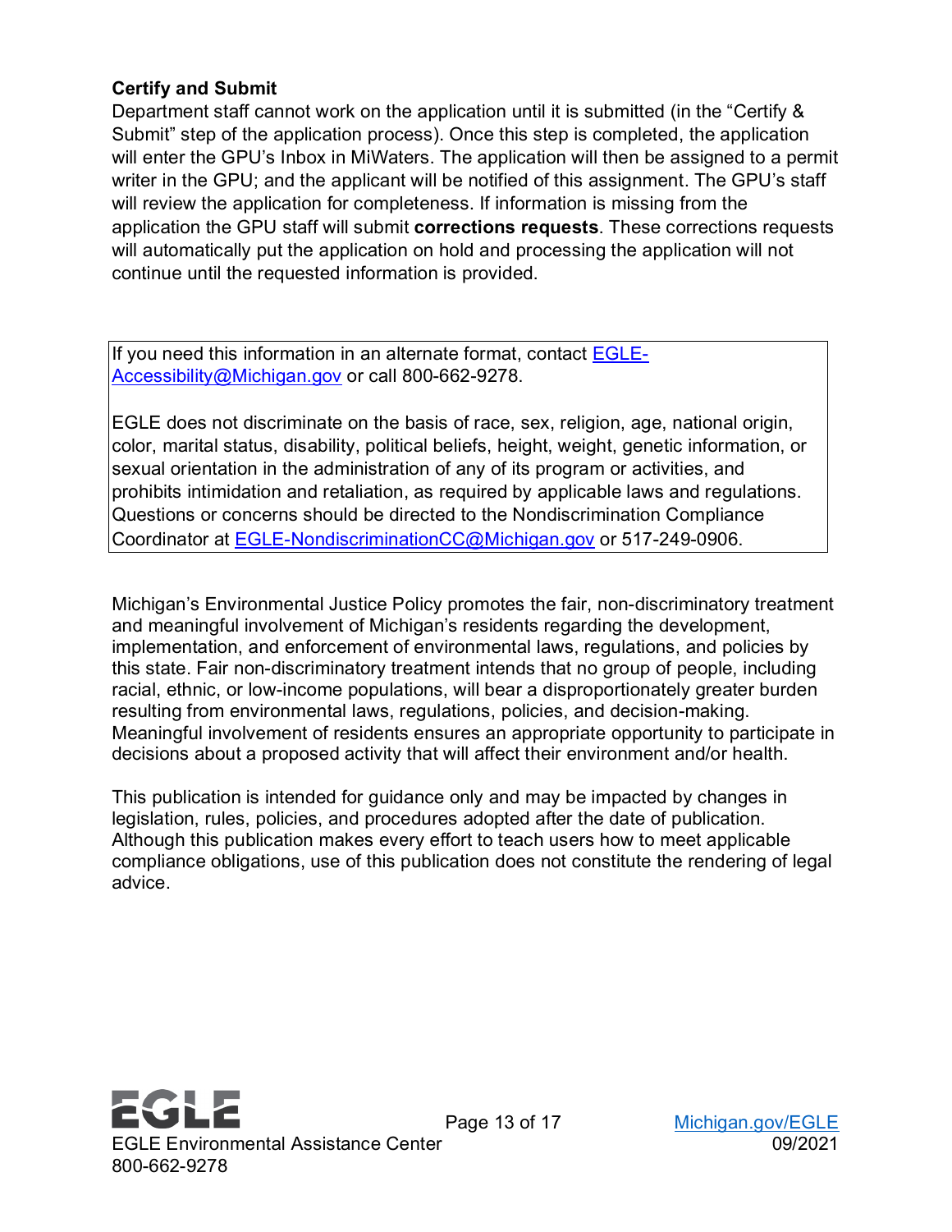### Certify and Submit

Department staff cannot work on the application until it is submitted (in the "Certify & Submit" step of the application process). Once this step is completed, the application will enter the GPU's Inbox in MiWaters. The application will then be assigned to a permit writer in the GPU; and the applicant will be notified of this assignment. The GPU's staff will review the application for completeness. If information is missing from the application the GPU staff will submit **corrections requests**. These corrections requests will automatically put the application on hold and processing the application will not continue until the requested information is provided.

If you need this information in an alternate format, contact EGLE-Accessibility@Michigan.gov or call 800-662-9278.

EGLE does not discriminate on the basis of race, sex, religion, age, national origin, color, marital status, disability, political beliefs, height, weight, genetic information, or sexual orientation in the administration of any of its program or activities, and prohibits intimidation and retaliation, as required by applicable laws and regulations. Questions or concerns should be directed to the Nondiscrimination Compliance Coordinator at EGLE-NondiscriminationCC@Michigan.gov or 517-249-0906.

Michigan's Environmental Justice Policy promotes the fair, non-discriminatory treatment and meaningful involvement of Michigan's residents regarding the development, implementation, and enforcement of environmental laws, regulations, and policies by this state. Fair non-discriminatory treatment intends that no group of people, including racial, ethnic, or low-income populations, will bear a disproportionately greater burden resulting from environmental laws, regulations, policies, and decision-making. Meaningful involvement of residents ensures an appropriate opportunity to participate in decisions about a proposed activity that will affect their environment and/or health.

This publication is intended for guidance only and may be impacted by changes in legislation, rules, policies, and procedures adopted after the date of publication. Although this publication makes every effort to teach users how to meet applicable compliance obligations, use of this publication does not constitute the rendering of legal advice.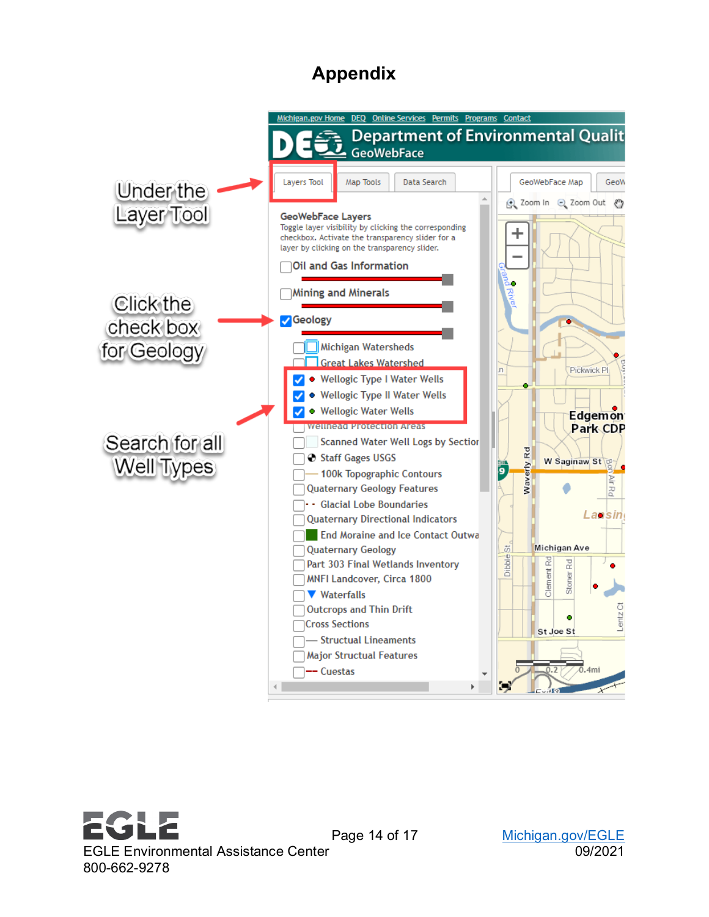# Appendix

Under the Layer Tool

Click the check box for Geology

Search for all Well Types

Michigan.gov Home DEQ Online Services Permits Programs Contact

Department of Environmental Quality GeoWebFace

Layers Tool | Map Tools | Data Search

GeoWebFace Layers

Toggle layer visibility by clicking the corresponding checkbox. Activate the transparency slider for a layer by clicking on the transparency slider.

- Oil and Gas Information
- Mining and Minerals
- Geology
  - Michigan Watersheds
  - Great Lakes Watershed
  - Wellogic Type I Water Wells
  - Wellogic Type II Water Wells
  - Wellogic Water Wells
  - Wellhead Protection Areas
  - Scanned Water Well Logs by Section
  - Staff Gages USGS
  - 100k Topographic Contours
  - Quaternary Geology Features
  - Glacial Lobe Boundaries
  - Quaternary Directional Indicators
  - End Moraine and Ice Contact Outwash
  - Quaternary Geology
  - Part 303 Final Wetlands Inventory
  - MNFI Landcover, Circa 1800
  - Waterfalls
  - Outcrops and Thin Drift
  - Cross Sections
  - Structual Lineaments
  - Major Structual Features
  - Cuestas

EGLE Environmental Assistance Center
800-662-9278

Michigan.gov/EGLE
09/2021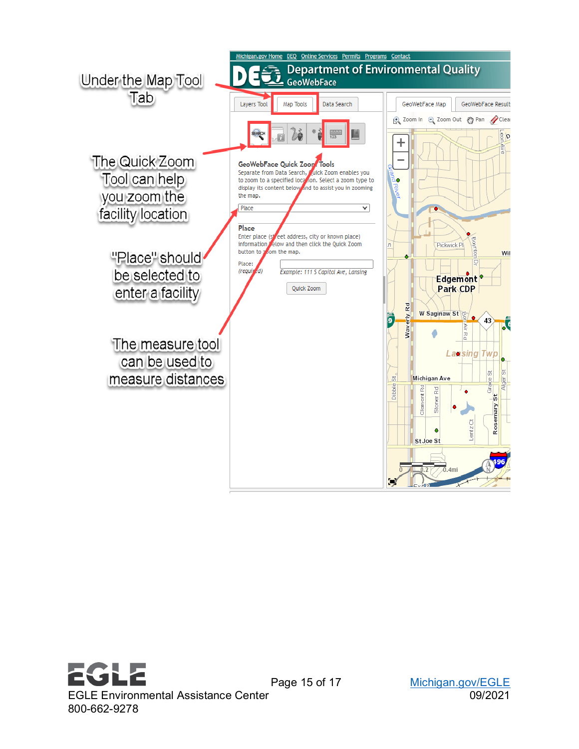Under the Map Tool Tab

The Quick Zoom Tool can help you zoom the facility location

"Place" should be selected to enter a facility

The measure tool can be used to measure distances

Michigan.gov Home DEQ Online Services Permits Programs Contact

Department of Environmental Quality GeoWebFace

Layers Tool | Map Tools | Data Search

GeoWebFace Quick Zoom Tools

Separate from Data Search, Quick Zoom enables you to zoom to a specified location. Select a zoom type to display its content below and to assist you in zooming the map.

Place

Place

Enter place (street address, city or known place) information below and then click the Quick Zoom button to zoom the map.

Place: (required)

Example: 111 S Capitol Ave, Lansing

Quick Zoom

GeoWebFace Map | GeoWebFace Results

Zoom In | Zoom Out | Pan | Clear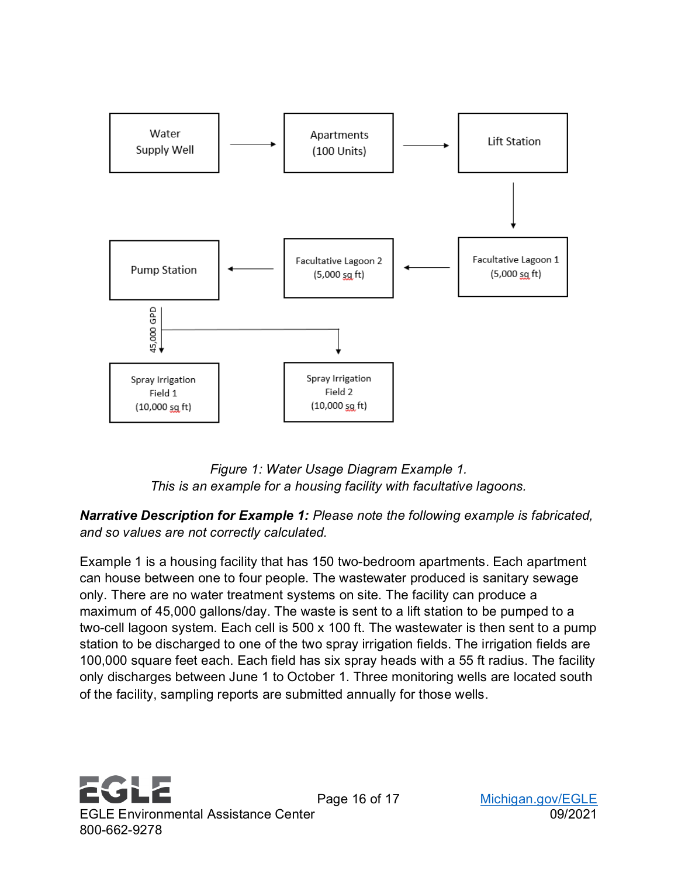Water Supply Well → Apartments (100 Units) → Lift Station → Facultative Lagoon 1 (5,000 sq ft) → Facultative Lagoon 2 (5,000 sq ft) → Pump Station → 45,000 GPD → Spray Irrigation Field 1 (10,000 sq ft) / Spray Irrigation Field 2 (10,000 sq ft)

*Figure 1: Water Usage Diagram Example 1.*
*This is an example for a housing facility with facultative lagoons.*

***Narrative Description for Example 1:*** *Please note the following example is fabricated, and so values are not correctly calculated.*

Example 1 is a housing facility that has 150 two-bedroom apartments. Each apartment can house between one to four people. The wastewater produced is sanitary sewage only. There are no water treatment systems on site. The facility can produce a maximum of 45,000 gallons/day. The waste is sent to a lift station to be pumped to a two-cell lagoon system. Each cell is 500 x 100 ft. The wastewater is then sent to a pump station to be discharged to one of the two spray irrigation fields. The irrigation fields are 100,000 square feet each. Each field has six spray heads with a 55 ft radius. The facility only discharges between June 1 to October 1. Three monitoring wells are located south of the facility, sampling reports are submitted annually for those wells.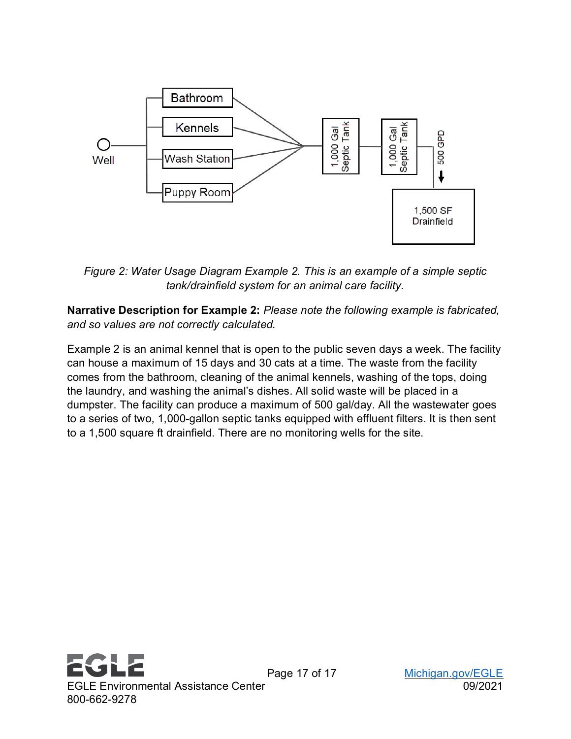Well

Bathroom

Kennels

Wash Station

Puppy Room

1,000 Gal Septic Tank

1,000 Gal Septic Tank

500 GPD

1,500 SF Drainfield

*Figure 2: Water Usage Diagram Example 2. This is an example of a simple septic tank/drainfield system for an animal care facility.*

**Narrative Description for Example 2:** *Please note the following example is fabricated, and so values are not correctly calculated.*

Example 2 is an animal kennel that is open to the public seven days a week. The facility can house a maximum of 15 days and 30 cats at a time. The waste from the facility comes from the bathroom, cleaning of the animal kennels, washing of the tops, doing the laundry, and washing the animal's dishes. All solid waste will be placed in a dumpster. The facility can produce a maximum of 500 gal/day. All the wastewater goes to a series of two, 1,000-gallon septic tanks equipped with effluent filters. It is then sent to a 1,500 square ft drainfield. There are no monitoring wells for the site.